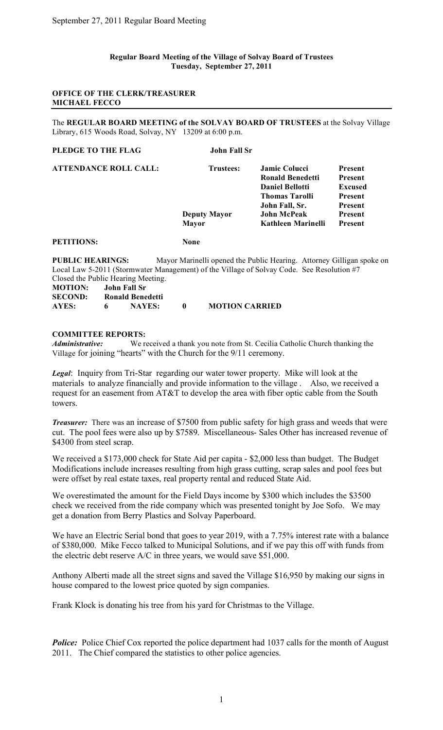**Regular Board Meeting of the Village of Solvay Board of Trustees**
**Tuesday, September 27, 2011**

**OFFICE OF THE CLERK/TREASURER**
**MICHAEL FECCO**

---

The **REGULAR BOARD MEETING of the SOLVAY BOARD OF TRUSTEES** at the Solvay Village Library, 615 Woods Road, Solvay, NY 13209 at 6:00 p.m.

**PLEDGE TO THE FLAG** **John Fall Sr**

| **ATTENDANCE ROLL CALL:** | **Trustees:** | **Jamie Colucci** | **Present** |
|---|---|---|---|
| | | **Ronald Benedetti** | **Present** |
| | | **Daniel Bellotti** | **Excused** |
| | | **Thomas Tarolli** | **Present** |
| | | **John Fall, Sr.** | **Present** |
| | **Deputy Mayor** | **John McPeak** | **Present** |
| | **Mayor** | **Kathleen Marinelli** | **Present** |

**PETITIONS:** **None**

**PUBLIC HEARINGS:** Mayor Marinelli opened the Public Hearing. Attorney Gilligan spoke on Local Law 5-2011 (Stormwater Management) of the Village of Solvay Code. See Resolution #7 Closed the Public Hearing Meeting.

**MOTION:** **John Fall Sr**
**SECOND:** **Ronald Benedetti**
**AYES:** **6** **NAYES:** **0** **MOTION CARRIED**

**COMMITTEE REPORTS:**

***Administrative:*** We received a thank you note from St. Cecilia Catholic Church thanking the Village for joining "hearts" with the Church for the 9/11 ceremony.

***Legal***: Inquiry from Tri-Star regarding our water tower property. Mike will look at the materials to analyze financially and provide information to the village . Also, we received a request for an easement from AT&T to develop the area with fiber optic cable from the South towers.

***Treasurer:*** There was an increase of $7500 from public safety for high grass and weeds that were cut. The pool fees were also up by $7589. Miscellaneous- Sales Other has increased revenue of $4300 from steel scrap.

We received a $173,000 check for State Aid per capita - $2,000 less than budget. The Budget Modifications include increases resulting from high grass cutting, scrap sales and pool fees but were offset by real estate taxes, real property rental and reduced State Aid.

We overestimated the amount for the Field Days income by $300 which includes the $3500 check we received from the ride company which was presented tonight by Joe Sofo. We may get a donation from Berry Plastics and Solvay Paperboard.

We have an Electric Serial bond that goes to year 2019, with a 7.75% interest rate with a balance of $380,000. Mike Fecco talked to Municipal Solutions, and if we pay this off with funds from the electric debt reserve A/C in three years, we would save $51,000.

Anthony Alberti made all the street signs and saved the Village $16,950 by making our signs in house compared to the lowest price quoted by sign companies.

Frank Klock is donating his tree from his yard for Christmas to the Village.

***Police:*** Police Chief Cox reported the police department had 1037 calls for the month of August 2011. The Chief compared the statistics to other police agencies.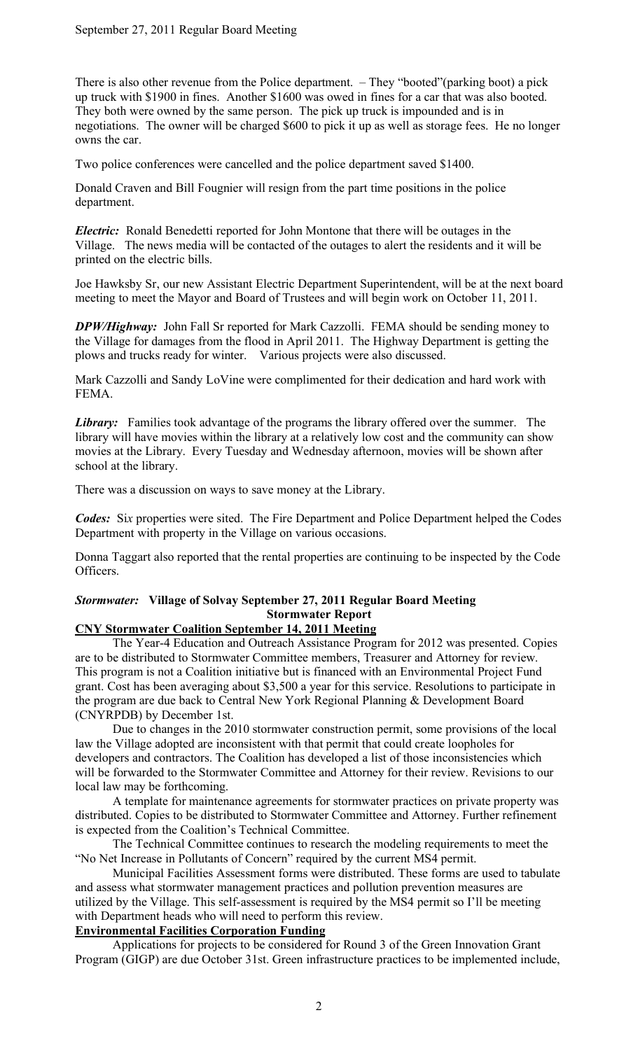There is also other revenue from the Police department. – They "booted"(parking boot) a pick up truck with $1900 in fines. Another $1600 was owed in fines for a car that was also booted. They both were owned by the same person. The pick up truck is impounded and is in negotiations. The owner will be charged $600 to pick it up as well as storage fees. He no longer owns the car.

Two police conferences were cancelled and the police department saved $1400.

Donald Craven and Bill Fougnier will resign from the part time positions in the police department.

***Electric:*** Ronald Benedetti reported for John Montone that there will be outages in the Village. The news media will be contacted of the outages to alert the residents and it will be printed on the electric bills.

Joe Hawksby Sr, our new Assistant Electric Department Superintendent, will be at the next board meeting to meet the Mayor and Board of Trustees and will begin work on October 11, 2011.

***DPW/Highway:*** John Fall Sr reported for Mark Cazzolli. FEMA should be sending money to the Village for damages from the flood in April 2011. The Highway Department is getting the plows and trucks ready for winter. Various projects were also discussed.

Mark Cazzolli and Sandy LoVine were complimented for their dedication and hard work with FEMA.

***Library:*** Families took advantage of the programs the library offered over the summer. The library will have movies within the library at a relatively low cost and the community can show movies at the Library. Every Tuesday and Wednesday afternoon, movies will be shown after school at the library.

There was a discussion on ways to save money at the Library.

***Codes:*** Six properties were sited. The Fire Department and Police Department helped the Codes Department with property in the Village on various occasions.

Donna Taggart also reported that the rental properties are continuing to be inspected by the Code Officers.

***Stormwater:*** **Village of Solvay September 27, 2011 Regular Board Meeting**
**Stormwater Report**

**CNY Stormwater Coalition September 14, 2011 Meeting**

The Year-4 Education and Outreach Assistance Program for 2012 was presented. Copies are to be distributed to Stormwater Committee members, Treasurer and Attorney for review. This program is not a Coalition initiative but is financed with an Environmental Project Fund grant. Cost has been averaging about $3,500 a year for this service. Resolutions to participate in the program are due back to Central New York Regional Planning & Development Board (CNYRPDB) by December 1st.

Due to changes in the 2010 stormwater construction permit, some provisions of the local law the Village adopted are inconsistent with that permit that could create loopholes for developers and contractors. The Coalition has developed a list of those inconsistencies which will be forwarded to the Stormwater Committee and Attorney for their review. Revisions to our local law may be forthcoming.

A template for maintenance agreements for stormwater practices on private property was distributed. Copies to be distributed to Stormwater Committee and Attorney. Further refinement is expected from the Coalition's Technical Committee.

The Technical Committee continues to research the modeling requirements to meet the "No Net Increase in Pollutants of Concern" required by the current MS4 permit.

Municipal Facilities Assessment forms were distributed. These forms are used to tabulate and assess what stormwater management practices and pollution prevention measures are utilized by the Village. This self-assessment is required by the MS4 permit so I'll be meeting with Department heads who will need to perform this review.

**Environmental Facilities Corporation Funding**

Applications for projects to be considered for Round 3 of the Green Innovation Grant Program (GIGP) are due October 31st. Green infrastructure practices to be implemented include,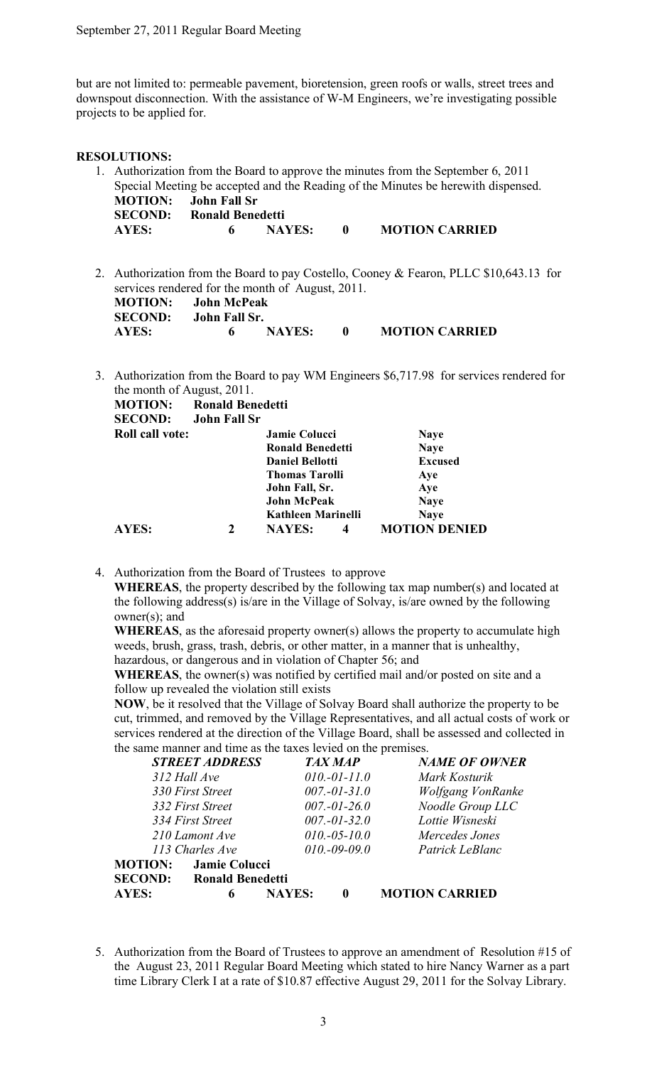but are not limited to: permeable pavement, bioretension, green roofs or walls, street trees and downspout disconnection. With the assistance of W-M Engineers, we're investigating possible projects to be applied for.

**RESOLUTIONS:**

1. Authorization from the Board to approve the minutes from the September 6, 2011 Special Meeting be accepted and the Reading of the Minutes be herewith dispensed.

   **MOTION: John Fall Sr**
   **SECOND: Ronald Benedetti**
   **AYES: 6 NAYES: 0 MOTION CARRIED**

2. Authorization from the Board to pay Costello, Cooney & Fearon, PLLC $10,643.13 for services rendered for the month of August, 2011.

   **MOTION: John McPeak**
   **SECOND: John Fall Sr.**
   **AYES: 6 NAYES: 0 MOTION CARRIED**

3. Authorization from the Board to pay WM Engineers $6,717.98 for services rendered for the month of August, 2011.

   **MOTION: Ronald Benedetti**
   **SECOND: John Fall Sr**

   | **Roll call vote:** | | |
   |---|---|---|
   | | **Jamie Colucci** | **Naye** |
   | | **Ronald Benedetti** | **Naye** |
   | | **Daniel Bellotti** | **Excused** |
   | | **Thomas Tarolli** | **Aye** |
   | | **John Fall, Sr.** | **Aye** |
   | | **John McPeak** | **Naye** |
   | | **Kathleen Marinelli** | **Naye** |

   **AYES: 2 NAYES: 4 MOTION DENIED**

4. Authorization from the Board of Trustees to approve

   **WHEREAS**, the property described by the following tax map number(s) and located at the following address(s) is/are in the Village of Solvay, is/are owned by the following owner(s); and

   **WHEREAS**, as the aforesaid property owner(s) allows the property to accumulate high weeds, brush, grass, trash, debris, or other matter, in a manner that is unhealthy, hazardous, or dangerous and in violation of Chapter 56; and

   **WHEREAS**, the owner(s) was notified by certified mail and/or posted on site and a follow up revealed the violation still exists

   **NOW**, be it resolved that the Village of Solvay Board shall authorize the property to be cut, trimmed, and removed by the Village Representatives, and all actual costs of work or services rendered at the direction of the Village Board, shall be assessed and collected in the same manner and time as the taxes levied on the premises.

   | ***STREET ADDRESS*** | ***TAX MAP*** | ***NAME OF OWNER*** |
   |---|---|---|
   | *312 Hall Ave* | *010.-01-11.0* | *Mark Kosturik* |
   | *330 First Street* | *007.-01-31.0* | *Wolfgang VonRanke* |
   | *332 First Street* | *007.-01-26.0* | *Noodle Group LLC* |
   | *334 First Street* | *007.-01-32.0* | *Lottie Wisneski* |
   | *210 Lamont Ave* | *010.-05-10.0* | *Mercedes Jones* |
   | *113 Charles Ave* | *010.-09-09.0* | *Patrick LeBlanc* |

   **MOTION: Jamie Colucci**
   **SECOND: Ronald Benedetti**
   **AYES: 6 NAYES: 0 MOTION CARRIED**

5. Authorization from the Board of Trustees to approve an amendment of Resolution #15 of the August 23, 2011 Regular Board Meeting which stated to hire Nancy Warner as a part time Library Clerk I at a rate of $10.87 effective August 29, 2011 for the Solvay Library.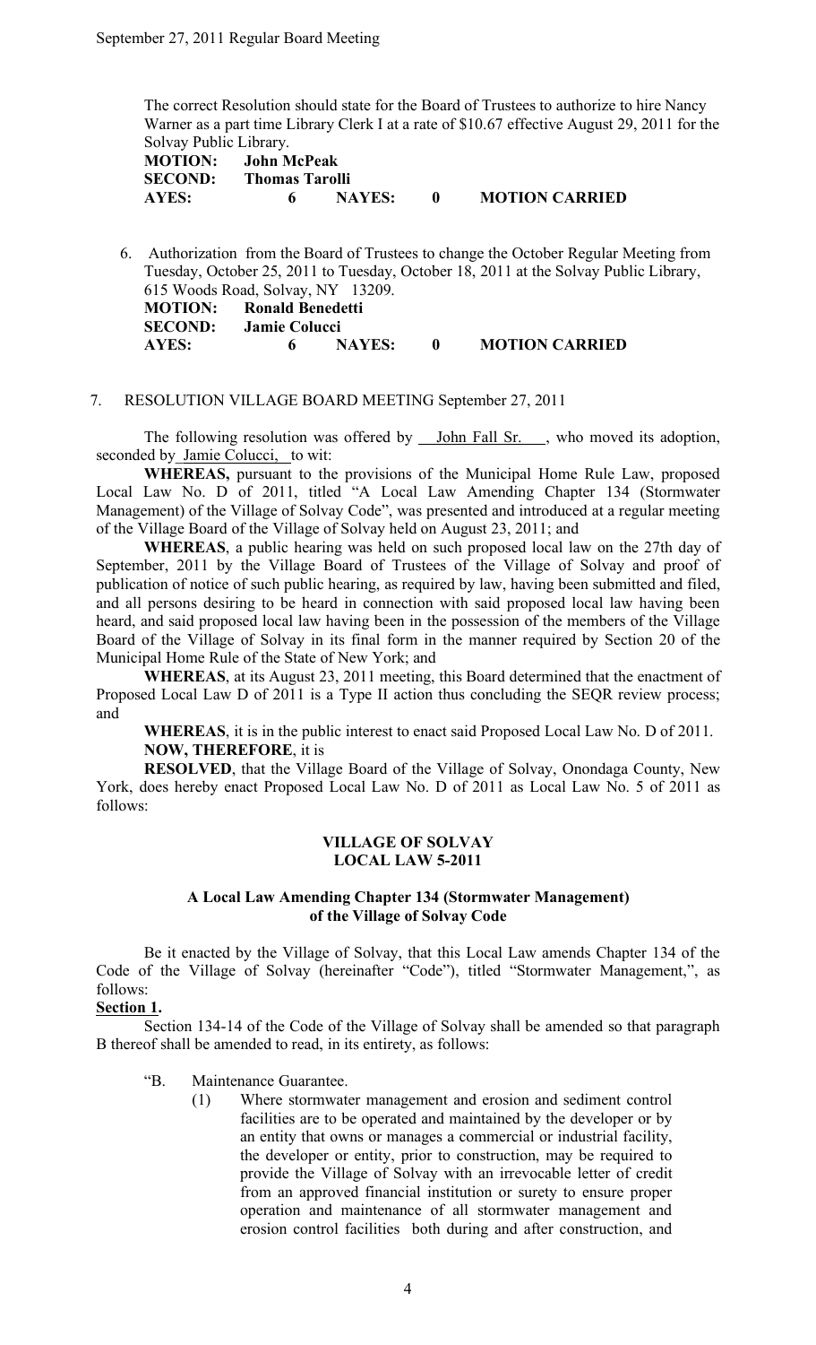The correct Resolution should state for the Board of Trustees to authorize to hire Nancy Warner as a part time Library Clerk I at a rate of $10.67 effective August 29, 2011 for the Solvay Public Library.

**MOTION:** **John McPeak**
**SECOND:** **Thomas Tarolli**
**AYES:** **6** **NAYES:** **0** **MOTION CARRIED**

6. Authorization from the Board of Trustees to change the October Regular Meeting from Tuesday, October 25, 2011 to Tuesday, October 18, 2011 at the Solvay Public Library, 615 Woods Road, Solvay, NY 13209.

**MOTION:** **Ronald Benedetti**
**SECOND:** **Jamie Colucci**
**AYES:** **6** **NAYES:** **0** **MOTION CARRIED**

7. RESOLUTION VILLAGE BOARD MEETING September 27, 2011

The following resolution was offered by John Fall Sr., who moved its adoption, seconded by Jamie Colucci, to wit:

**WHEREAS,** pursuant to the provisions of the Municipal Home Rule Law, proposed Local Law No. D of 2011, titled "A Local Law Amending Chapter 134 (Stormwater Management) of the Village of Solvay Code", was presented and introduced at a regular meeting of the Village Board of the Village of Solvay held on August 23, 2011; and

**WHEREAS**, a public hearing was held on such proposed local law on the 27th day of September, 2011 by the Village Board of Trustees of the Village of Solvay and proof of publication of notice of such public hearing, as required by law, having been submitted and filed, and all persons desiring to be heard in connection with said proposed local law having been heard, and said proposed local law having been in the possession of the members of the Village Board of the Village of Solvay in its final form in the manner required by Section 20 of the Municipal Home Rule of the State of New York; and

**WHEREAS**, at its August 23, 2011 meeting, this Board determined that the enactment of Proposed Local Law D of 2011 is a Type II action thus concluding the SEQR review process; and

**WHEREAS**, it is in the public interest to enact said Proposed Local Law No. D of 2011.

**NOW, THEREFORE**, it is

**RESOLVED**, that the Village Board of the Village of Solvay, Onondaga County, New York, does hereby enact Proposed Local Law No. D of 2011 as Local Law No. 5 of 2011 as follows:

**VILLAGE OF SOLVAY**
**LOCAL LAW 5-2011**

**A Local Law Amending Chapter 134 (Stormwater Management) of the Village of Solvay Code**

Be it enacted by the Village of Solvay, that this Local Law amends Chapter 134 of the Code of the Village of Solvay (hereinafter "Code"), titled "Stormwater Management,", as follows:

**Section 1.**

Section 134-14 of the Code of the Village of Solvay shall be amended so that paragraph B thereof shall be amended to read, in its entirety, as follows:

"B. Maintenance Guarantee.

(1) Where stormwater management and erosion and sediment control facilities are to be operated and maintained by the developer or by an entity that owns or manages a commercial or industrial facility, the developer or entity, prior to construction, may be required to provide the Village of Solvay with an irrevocable letter of credit from an approved financial institution or surety to ensure proper operation and maintenance of all stormwater management and erosion control facilities both during and after construction, and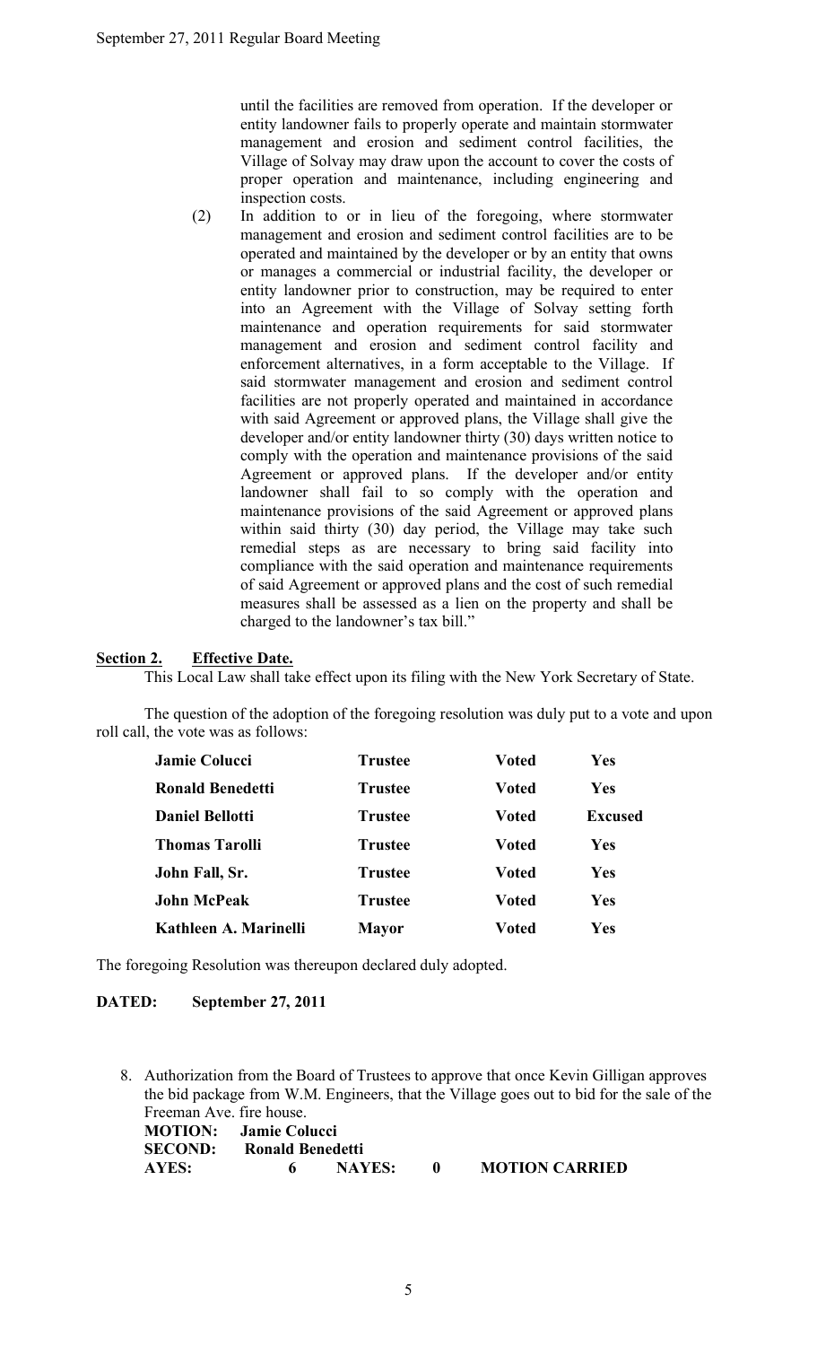until the facilities are removed from operation. If the developer or entity landowner fails to properly operate and maintain stormwater management and erosion and sediment control facilities, the Village of Solvay may draw upon the account to cover the costs of proper operation and maintenance, including engineering and inspection costs.

(2) In addition to or in lieu of the foregoing, where stormwater management and erosion and sediment control facilities are to be operated and maintained by the developer or by an entity that owns or manages a commercial or industrial facility, the developer or entity landowner prior to construction, may be required to enter into an Agreement with the Village of Solvay setting forth maintenance and operation requirements for said stormwater management and erosion and sediment control facility and enforcement alternatives, in a form acceptable to the Village. If said stormwater management and erosion and sediment control facilities are not properly operated and maintained in accordance with said Agreement or approved plans, the Village shall give the developer and/or entity landowner thirty (30) days written notice to comply with the operation and maintenance provisions of the said Agreement or approved plans. If the developer and/or entity landowner shall fail to so comply with the operation and maintenance provisions of the said Agreement or approved plans within said thirty (30) day period, the Village may take such remedial steps as are necessary to bring said facility into compliance with the said operation and maintenance requirements of said Agreement or approved plans and the cost of such remedial measures shall be assessed as a lien on the property and shall be charged to the landowner's tax bill."

**Section 2. Effective Date.**

This Local Law shall take effect upon its filing with the New York Secretary of State.

The question of the adoption of the foregoing resolution was duly put to a vote and upon roll call, the vote was as follows:

| | | | |
|---|---|---|---|
| **Jamie Colucci** | **Trustee** | **Voted** | **Yes** |
| **Ronald Benedetti** | **Trustee** | **Voted** | **Yes** |
| **Daniel Bellotti** | **Trustee** | **Voted** | **Excused** |
| **Thomas Tarolli** | **Trustee** | **Voted** | **Yes** |
| **John Fall, Sr.** | **Trustee** | **Voted** | **Yes** |
| **John McPeak** | **Trustee** | **Voted** | **Yes** |
| **Kathleen A. Marinelli** | **Mayor** | **Voted** | **Yes** |

The foregoing Resolution was thereupon declared duly adopted.

**DATED: September 27, 2011**

8. Authorization from the Board of Trustees to approve that once Kevin Gilligan approves the bid package from W.M. Engineers, that the Village goes out to bid for the sale of the Freeman Ave. fire house.

**MOTION: Jamie Colucci**
**SECOND: Ronald Benedetti**
**AYES: 6 NAYES: 0 MOTION CARRIED**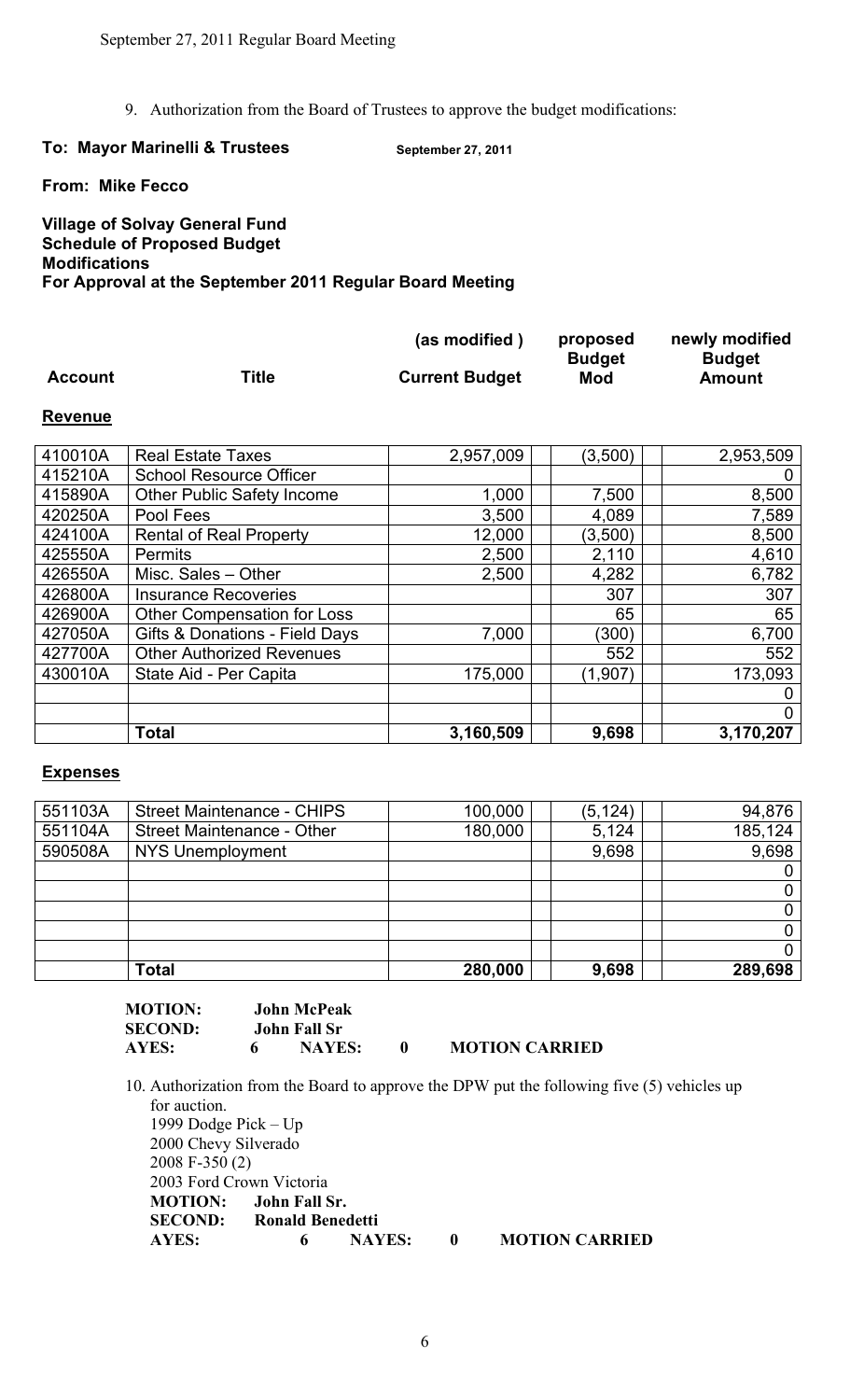9. Authorization from the Board of Trustees to approve the budget modifications:

**To: Mayor Marinelli & Trustees** **September 27, 2011**

**From: Mike Fecco**

**Village of Solvay General Fund**
**Schedule of Proposed Budget**
**Modifications**
**For Approval at the September 2011 Regular Board Meeting**

**Revenue**

| Account | Title | (as modified) Current Budget | proposed Budget Mod | newly modified Budget Amount |
|---|---|---|---|---|
| 410010A | Real Estate Taxes | 2,957,009 | (3,500) | 2,953,509 |
| 415210A | School Resource Officer | | | 0 |
| 415890A | Other Public Safety Income | 1,000 | 7,500 | 8,500 |
| 420250A | Pool Fees | 3,500 | 4,089 | 7,589 |
| 424100A | Rental of Real Property | 12,000 | (3,500) | 8,500 |
| 425550A | Permits | 2,500 | 2,110 | 4,610 |
| 426550A | Misc. Sales – Other | 2,500 | 4,282 | 6,782 |
| 426800A | Insurance Recoveries | | 307 | 307 |
| 426900A | Other Compensation for Loss | | 65 | 65 |
| 427050A | Gifts & Donations - Field Days | 7,000 | (300) | 6,700 |
| 427700A | Other Authorized Revenues | | 552 | 552 |
| 430010A | State Aid - Per Capita | 175,000 | (1,907) | 173,093 |
| | | | | 0 |
| | | | | 0 |
| | **Total** | **3,160,509** | **9,698** | **3,170,207** |

**Expenses**

| Account | Title | (as modified) Current Budget | proposed Budget Mod | newly modified Budget Amount |
|---|---|---|---|---|
| 551103A | Street Maintenance - CHIPS | 100,000 | (5,124) | 94,876 |
| 551104A | Street Maintenance - Other | 180,000 | 5,124 | 185,124 |
| 590508A | NYS Unemployment | | 9,698 | 9,698 |
| | | | | 0 |
| | | | | 0 |
| | | | | 0 |
| | | | | 0 |
| | | | | 0 |
| | **Total** | **280,000** | **9,698** | **289,698** |

**MOTION:** John McPeak
**SECOND:** John Fall Sr
**AYES:** 6 **NAYES:** 0 **MOTION CARRIED**

10. Authorization from the Board to approve the DPW put the following five (5) vehicles up for auction.
    1999 Dodge Pick – Up
    2000 Chevy Silverado
    2008 F-350 (2)
    2003 Ford Crown Victoria
    **MOTION:** John Fall Sr.
    **SECOND:** Ronald Benedetti
    **AYES:** 6 **NAYES:** 0 **MOTION CARRIED**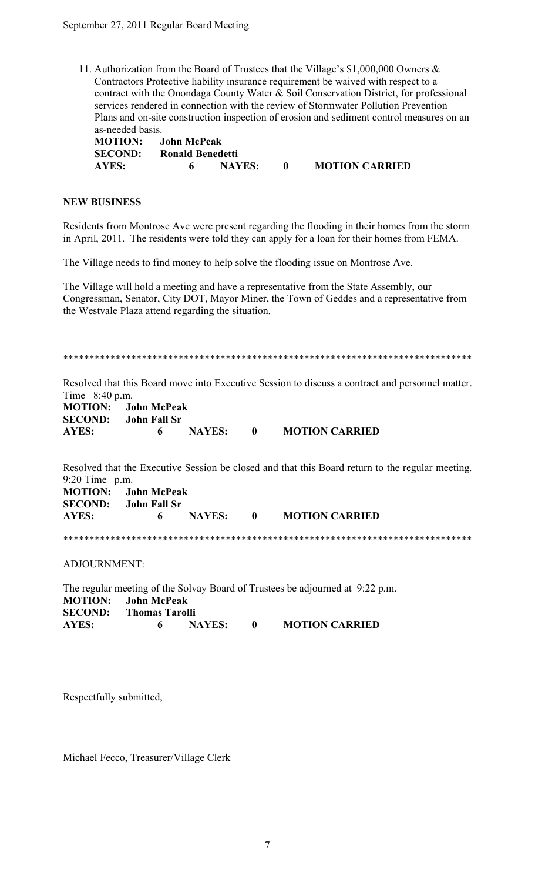11. Authorization from the Board of Trustees that the Village's $1,000,000 Owners & Contractors Protective liability insurance requirement be waived with respect to a contract with the Onondaga County Water & Soil Conservation District, for professional services rendered in connection with the review of Stormwater Pollution Prevention Plans and on-site construction inspection of erosion and sediment control measures on an as-needed basis.

    **MOTION: John McPeak**
    **SECOND: Ronald Benedetti**
    **AYES: 6 NAYES: 0 MOTION CARRIED**

**NEW BUSINESS**

Residents from Montrose Ave were present regarding the flooding in their homes from the storm in April, 2011. The residents were told they can apply for a loan for their homes from FEMA.

The Village needs to find money to help solve the flooding issue on Montrose Ave.

The Village will hold a meeting and have a representative from the State Assembly, our Congressman, Senator, City DOT, Mayor Miner, the Town of Geddes and a representative from the Westvale Plaza attend regarding the situation.

*******************************************************************************

Resolved that this Board move into Executive Session to discuss a contract and personnel matter. Time 8:40 p.m.

**MOTION: John McPeak**
**SECOND: John Fall Sr**
**AYES: 6 NAYES: 0 MOTION CARRIED**

Resolved that the Executive Session be closed and that this Board return to the regular meeting. 9:20 Time p.m.

**MOTION: John McPeak**
**SECOND: John Fall Sr**
**AYES: 6 NAYES: 0 MOTION CARRIED**

*******************************************************************************

ADJOURNMENT:

The regular meeting of the Solvay Board of Trustees be adjourned at 9:22 p.m.

**MOTION: John McPeak**
**SECOND: Thomas Tarolli**
**AYES: 6 NAYES: 0 MOTION CARRIED**

Respectfully submitted,

Michael Fecco, Treasurer/Village Clerk